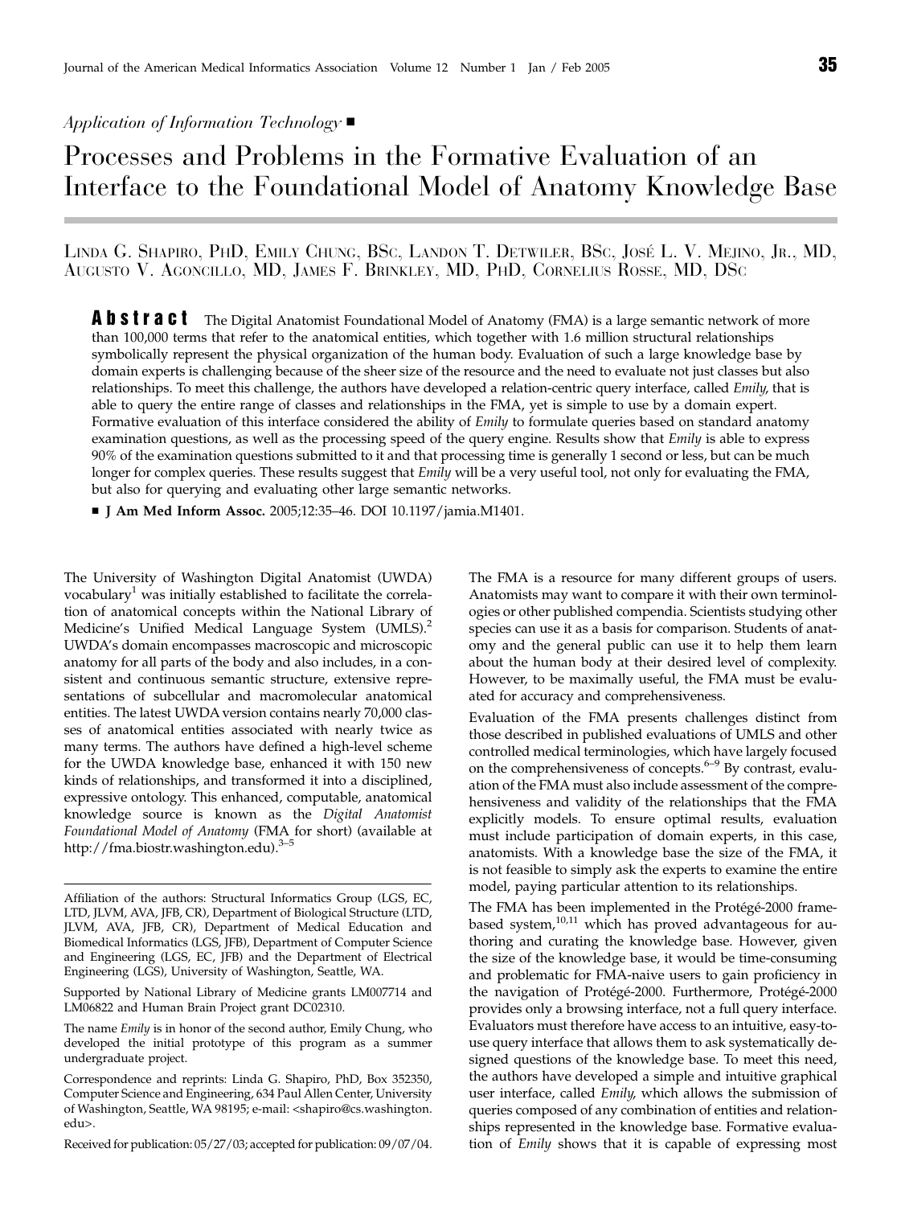*Application of Information Technology* ■

# Processes and Problems in the Formative Evaluation of an Interface to the Foundational Model of Anatomy Knowledge Base

LINDA G. SHAPIRO, PHD, EMILY CHUNG, BSC, LANDON T. DETWILER, BSC, JOSÉ L. V. MEJINO, JR., MD, AUGUSTO V. AGONCILLO, MD, JAMES F. BRINKLEY, MD, PHD, CORNELIUS ROSSE, MD, DSC

**Abstract** The Digital Anatomist Foundational Model of Anatomy (FMA) is a large semantic network of more than 100,000 terms that refer to the anatomical entities, which together with 1.6 million structural relationships symbolically represent the physical organization of the human body. Evaluation of such a large knowledge base by domain experts is challenging because of the sheer size of the resource and the need to evaluate not just classes but also relationships. To meet this challenge, the authors have developed a relation-centric query interface, called *Emily*, that is able to query the entire range of classes and relationships in the FMA, yet is simple to use by a domain expert. Formative evaluation of this interface considered the ability of *Emily* to formulate queries based on standard anatomy examination questions, as well as the processing speed of the query engine. Results show that *Emily* is able to express 90% of the examination questions submitted to it and that processing time is generally 1 second or less, but can be much longer for complex queries. These results suggest that *Emily* will be a very useful tool, not only for evaluating the FMA, but also for querying and evaluating other large semantic networks.

■ **J Am Med Inform Assoc.** 2005;12:35–46. DOI 10.1197/jamia.M1401.

The University of Washington Digital Anatomist (UWDA) vocabulary[1] was initially established to facilitate the correlation of anatomical concepts within the National Library of Medicine's Unified Medical Language System (UMLS).[2] UWDA's domain encompasses macroscopic and microscopic anatomy for all parts of the body and also includes, in a consistent and continuous semantic structure, extensive representations of subcellular and macromolecular anatomical entities. The latest UWDA version contains nearly 70,000 classes of anatomical entities associated with nearly twice as many terms. The authors have defined a high-level scheme for the UWDA knowledge base, enhanced it with 150 new kinds of relationships, and transformed it into a disciplined, expressive ontology. This enhanced, computable, anatomical knowledge source is known as the *Digital Anatomist Foundational Model of Anatomy* (FMA for short) (available at http://fma.biostr.washington.edu).[3–5]

Affiliation of the authors: Structural Informatics Group (LGS, EC, LTD, JLVM, AVA, JFB, CR), Department of Biological Structure (LTD, JLVM, AVA, JFB, CR), Department of Medical Education and Biomedical Informatics (LGS, JFB), Department of Computer Science and Engineering (LGS, EC, JFB) and the Department of Electrical Engineering (LGS), University of Washington, Seattle, WA.

Supported by National Library of Medicine grants LM007714 and LM06822 and Human Brain Project grant DC02310.

The name *Emily* is in honor of the second author, Emily Chung, who developed the initial prototype of this program as a summer undergraduate project.

Correspondence and reprints: Linda G. Shapiro, PhD, Box 352350, Computer Science and Engineering, 634 Paul Allen Center, University of Washington, Seattle, WA 98195; e-mail: <shapiro@cs.washington.edu>.

Received for publication: 05/27/03; accepted for publication: 09/07/04.

The FMA is a resource for many different groups of users. Anatomists may want to compare it with their own terminologies or other published compendia. Scientists studying other species can use it as a basis for comparison. Students of anatomy and the general public can use it to help them learn about the human body at their desired level of complexity. However, to be maximally useful, the FMA must be evaluated for accuracy and comprehensiveness.

Evaluation of the FMA presents challenges distinct from those described in published evaluations of UMLS and other controlled medical terminologies, which have largely focused on the comprehensiveness of concepts.[6–9] By contrast, evaluation of the FMA must also include assessment of the comprehensiveness and validity of the relationships that the FMA explicitly models. To ensure optimal results, evaluation must include participation of domain experts, in this case, anatomists. With a knowledge base the size of the FMA, it is not feasible to simply ask the experts to examine the entire model, paying particular attention to its relationships.

The FMA has been implemented in the Protégé-2000 frame-based system,[10,11] which has proved advantageous for authoring and curating the knowledge base. However, given the size of the knowledge base, it would be time-consuming and problematic for FMA-naive users to gain proficiency in the navigation of Protégé-2000. Furthermore, Protégé-2000 provides only a browsing interface, not a full query interface. Evaluators must therefore have access to an intuitive, easy-to-use query interface that allows them to ask systematically designed questions of the knowledge base. To meet this need, the authors have developed a simple and intuitive graphical user interface, called *Emily*, which allows the submission of queries composed of any combination of entities and relationships represented in the knowledge base. Formative evaluation of *Emily* shows that it is capable of expressing most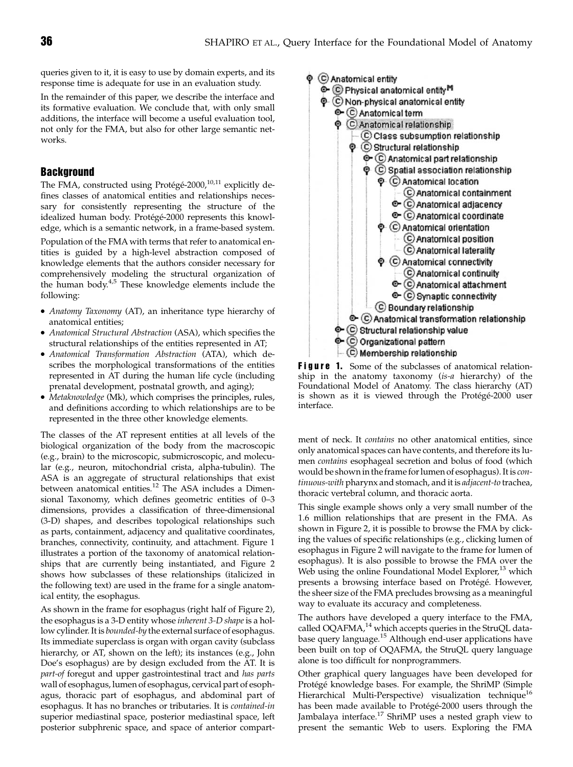queries given to it, it is easy to use by domain experts, and its response time is adequate for use in an evaluation study.

In the remainder of this paper, we describe the interface and its formative evaluation. We conclude that, with only small additions, the interface will become a useful evaluation tool, not only for the FMA, but also for other large semantic networks.

## Background

The FMA, constructed using Protégé-2000,[10,11] explicitly defines classes of anatomical entities and relationships necessary for consistently representing the structure of the idealized human body. Protégé-2000 represents this knowledge, which is a semantic network, in a frame-based system.

Population of the FMA with terms that refer to anatomical entities is guided by a high-level abstraction composed of knowledge elements that the authors consider necessary for comprehensively modeling the structural organization of the human body.[4,5] These knowledge elements include the following:

- *Anatomy Taxonomy* (AT), an inheritance type hierarchy of anatomical entities;
- *Anatomical Structural Abstraction* (ASA), which specifies the structural relationships of the entities represented in AT;
- *Anatomical Transformation Abstraction* (ATA), which describes the morphological transformations of the entities represented in AT during the human life cycle (including prenatal development, postnatal growth, and aging);
- *Metaknowledge* (Mk), which comprises the principles, rules, and definitions according to which relationships are to be represented in the three other knowledge elements.

The classes of the AT represent entities at all levels of the biological organization of the body from the macroscopic (e.g., brain) to the microscopic, submicroscopic, and molecular (e.g., neuron, mitochondrial crista, alpha-tubulin). The ASA is an aggregate of structural relationships that exist between anatomical entities.[12] The ASA includes a Dimensional Taxonomy, which defines geometric entities of 0–3 dimensions, provides a classification of three-dimensional (3-D) shapes, and describes topological relationships such as parts, containment, adjacency and qualitative coordinates, branches, connectivity, continuity, and attachment. Figure 1 illustrates a portion of the taxonomy of anatomical relationships that are currently being instantiated, and Figure 2 shows how subclasses of these relationships (italicized in the following text) are used in the frame for a single anatomical entity, the esophagus.

As shown in the frame for esophagus (right half of Figure 2), the esophagus is a 3-D entity whose *inherent 3-D shape* is a hollow cylinder. It is *bounded-by* the external surface of esophagus. Its immediate superclass is organ with organ cavity (subclass hierarchy, or AT, shown on the left); its instances (e.g., John Doe's esophagus) are by design excluded from the AT. It is *part-of* foregut and upper gastrointestinal tract and *has parts* wall of esophagus, lumen of esophagus, cervical part of esophagus, thoracic part of esophagus, and abdominal part of esophagus. It has no branches or tributaries. It is *contained-in* superior mediastinal space, posterior mediastinal space, left posterior subphrenic space, and space of anterior compartment of neck. It *contains* no other anatomical entities, since only anatomical spaces can have contents, and therefore its lumen *contains* esophageal secretion and bolus of food (which would be shown in the frame for lumen of esophagus). It is *continuous-with* pharynx and stomach, and it is *adjacent-to* trachea, thoracic vertebral column, and thoracic aorta.

- Anatomical entity
  - Physical anatomical entity
  - Non-physical anatomical entity
    - Anatomical term
    - Anatomical relationship
      - Class subsumption relationship
      - Structural relationship
        - Anatomical part relationship
        - Spatial association relationship
          - Anatomical location
            - Anatomical containment
            - Anatomical adjacency
            - Anatomical coordinate
          - Anatomical orientation
            - Anatomical position
            - Anatomical laterality
          - Anatomical connectivity
            - Anatomical continuity
            - Anatomical attachment
            - Synaptic connectivity
        - Boundary relationship
      - Anatomical transformation relationship
    - Structural relationship value
    - Organizational pattern
    - Membership relationship

**Figure 1.** Some of the subclasses of anatomical relationship in the anatomy taxonomy (*is-a* hierarchy) of the Foundational Model of Anatomy. The class hierarchy (AT) is shown as it is viewed through the Protégé-2000 user interface.

This single example shows only a very small number of the 1.6 million relationships that are present in the FMA. As shown in Figure 2, it is possible to browse the FMA by clicking the values of specific relationships (e.g., clicking lumen of esophagus in Figure 2 will navigate to the frame for lumen of esophagus). It is also possible to browse the FMA over the Web using the online Foundational Model Explorer,[13] which presents a browsing interface based on Protégé. However, the sheer size of the FMA precludes browsing as a meaningful way to evaluate its accuracy and completeness.

The authors have developed a query interface to the FMA, called OQAFMA,[14] which accepts queries in the StruQL database query language.[15] Although end-user applications have been built on top of OQAFMA, the StruQL query language alone is too difficult for nonprogrammers.

Other graphical query languages have been developed for Protégé knowledge bases. For example, the ShriMP (Simple Hierarchical Multi-Perspective) visualization technique[16] has been made available to Protégé-2000 users through the Jambalaya interface.[17] ShriMP uses a nested graph view to present the semantic Web to users. Exploring the FMA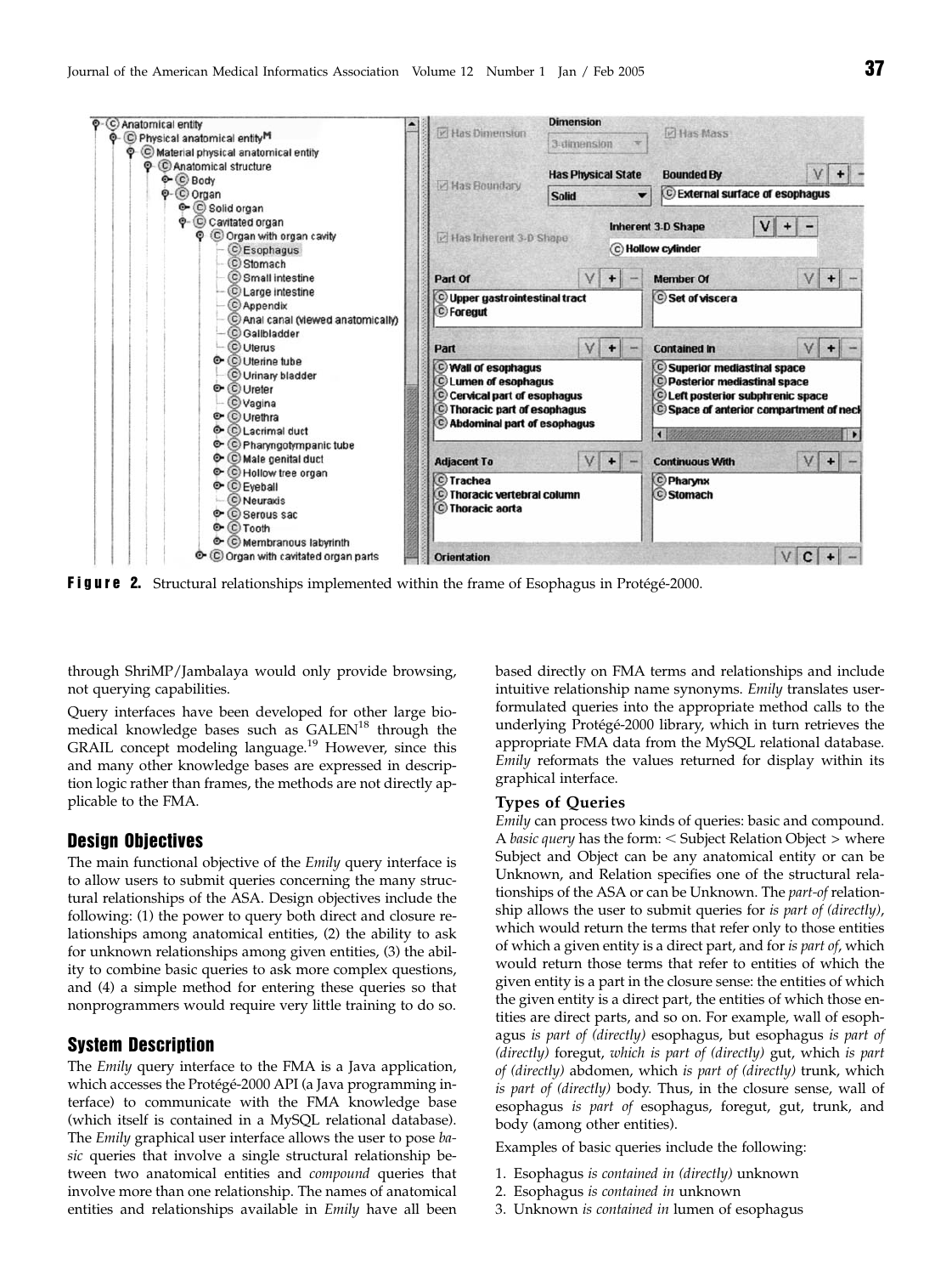**Figure 2.** Structural relationships implemented within the frame of Esophagus in Protégé-2000.

through ShriMP/Jambalaya would only provide browsing, not querying capabilities.

Query interfaces have been developed for other large biomedical knowledge bases such as GALEN[18] through the GRAIL concept modeling language.[19] However, since this and many other knowledge bases are expressed in description logic rather than frames, the methods are not directly applicable to the FMA.

## Design Objectives

The main functional objective of the *Emily* query interface is to allow users to submit queries concerning the many structural relationships of the ASA. Design objectives include the following: (1) the power to query both direct and closure relationships among anatomical entities, (2) the ability to ask for unknown relationships among given entities, (3) the ability to combine basic queries to ask more complex questions, and (4) a simple method for entering these queries so that nonprogrammers would require very little training to do so.

## System Description

The *Emily* query interface to the FMA is a Java application, which accesses the Protégé-2000 API (a Java programming interface) to communicate with the FMA knowledge base (which itself is contained in a MySQL relational database). The *Emily* graphical user interface allows the user to pose *basic* queries that involve a single structural relationship between two anatomical entities and *compound* queries that involve more than one relationship. The names of anatomical entities and relationships available in *Emily* have all been based directly on FMA terms and relationships and include intuitive relationship name synonyms. *Emily* translates user-formulated queries into the appropriate method calls to the underlying Protégé-2000 library, which in turn retrieves the appropriate FMA data from the MySQL relational database. *Emily* reformats the values returned for display within its graphical interface.

### Types of Queries

*Emily* can process two kinds of queries: basic and compound. A *basic query* has the form: < Subject Relation Object > where Subject and Object can be any anatomical entity or can be Unknown, and Relation specifies one of the structural relationships of the ASA or can be Unknown. The *part-of* relationship allows the user to submit queries for *is part of (directly)*, which would return the terms that refer only to those entities of which a given entity is a direct part, and for *is part of*, which would return those terms that refer to entities of which the given entity is a part in the closure sense: the entities of which the given entity is a direct part, the entities of which those entities are direct parts, and so on. For example, wall of esophagus *is part of (directly)* esophagus, but esophagus *is part of (directly)* foregut, *which is part of (directly)* gut, which *is part of (directly)* abdomen, which *is part of (directly)* trunk, which *is part of (directly)* body. Thus, in the closure sense, wall of esophagus *is part of* esophagus, foregut, gut, trunk, and body (among other entities).

Examples of basic queries include the following:

1. Esophagus *is contained in (directly)* unknown
2. Esophagus *is contained in* unknown
3. Unknown *is contained in* lumen of esophagus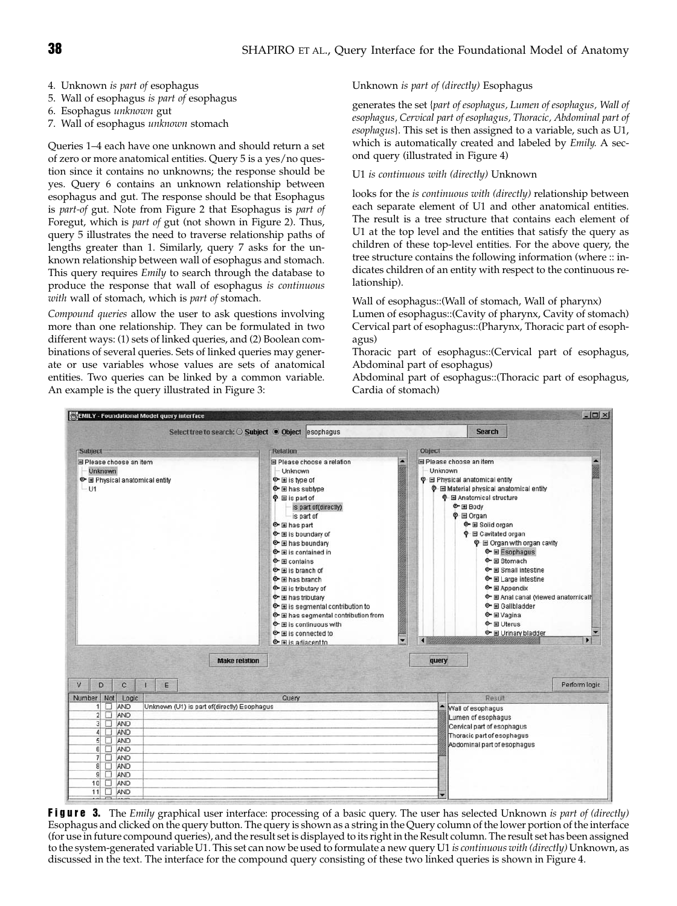4. Unknown *is part of* esophagus
5. Wall of esophagus *is part of* esophagus
6. Esophagus *unknown* gut
7. Wall of esophagus *unknown* stomach

Queries 1–4 each have one unknown and should return a set of zero or more anatomical entities. Query 5 is a yes/no question since it contains no unknowns; the response should be yes. Query 6 contains an unknown relationship between esophagus and gut. The response should be that Esophagus is *part-of* gut. Note from Figure 2 that Esophagus is *part of* Foregut, which is *part of* gut (not shown in Figure 2). Thus, query 5 illustrates the need to traverse relationship paths of lengths greater than 1. Similarly, query 7 asks for the unknown relationship between wall of esophagus and stomach. This query requires *Emily* to search through the database to produce the response that wall of esophagus *is continuous with* wall of stomach, which is *part of* stomach.

*Compound queries* allow the user to ask questions involving more than one relationship. They can be formulated in two different ways: (1) sets of linked queries, and (2) Boolean combinations of several queries. Sets of linked queries may generate or use variables whose values are sets of anatomical entities. Two queries can be linked by a common variable. An example is the query illustrated in Figure 3:

Unknown *is part of (directly)* Esophagus

generates the set {*part of esophagus, Lumen of esophagus, Wall of esophagus, Cervical part of esophagus, Thoracic, Abdominal part of esophagus*}. This set is then assigned to a variable, such as U1, which is automatically created and labeled by *Emily.* A second query (illustrated in Figure 4)

U1 *is continuous with (directly)* Unknown

looks for the *is continuous with (directly)* relationship between each separate element of U1 and other anatomical entities. The result is a tree structure that contains each element of U1 at the top level and the entities that satisfy the query as children of these top-level entities. For the above query, the tree structure contains the following information (where :: indicates children of an entity with respect to the continuous relationship).

Wall of esophagus::(Wall of stomach, Wall of pharynx)
Lumen of esophagus::(Cavity of pharynx, Cavity of stomach)
Cervical part of esophagus::(Pharynx, Thoracic part of esophagus)
Thoracic part of esophagus::(Cervical part of esophagus, Abdominal part of esophagus)
Abdominal part of esophagus::(Thoracic part of esophagus, Cardia of stomach)

**Figure 3.** The *Emily* graphical user interface: processing of a basic query. The user has selected Unknown *is part of (directly)* Esophagus and clicked on the query button. The query is shown as a string in the Query column of the lower portion of the interface (for use in future compound queries), and the result set is displayed to its right in the Result column. The result set has been assigned to the system-generated variable U1. This set can now be used to formulate a new query U1 *is continuous with (directly)* Unknown, as discussed in the text. The interface for the compound query consisting of these two linked queries is shown in Figure 4.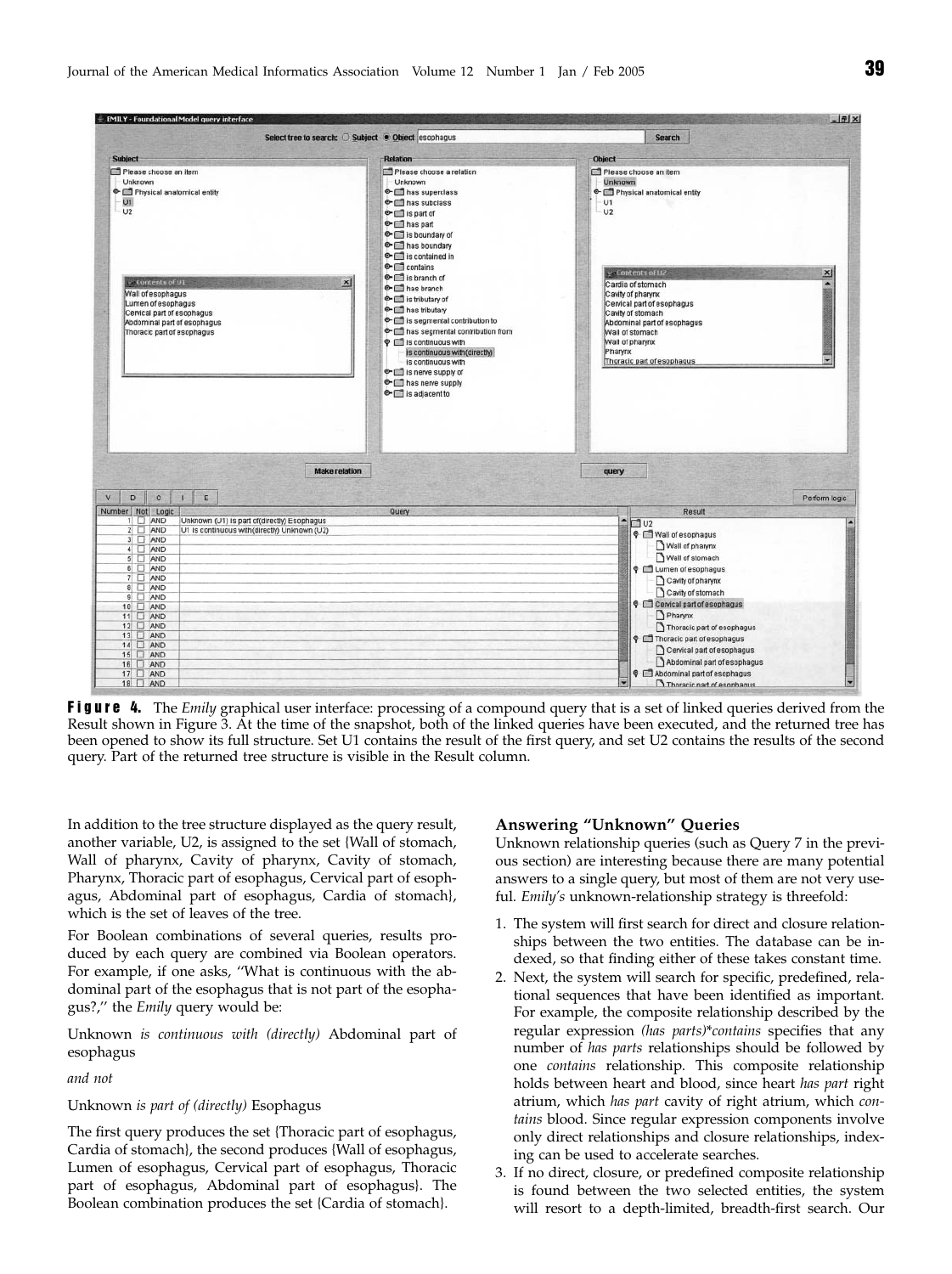**Figure 4.** The *Emily* graphical user interface: processing of a compound query that is a set of linked queries derived from the Result shown in Figure 3. At the time of the snapshot, both of the linked queries have been executed, and the returned tree has been opened to show its full structure. Set U1 contains the result of the first query, and set U2 contains the results of the second query. Part of the returned tree structure is visible in the Result column.

In addition to the tree structure displayed as the query result, another variable, U2, is assigned to the set {Wall of stomach, Wall of pharynx, Cavity of pharynx, Cavity of stomach, Pharynx, Thoracic part of esophagus, Cervical part of esophagus, Abdominal part of esophagus, Cardia of stomach}, which is the set of leaves of the tree.

For Boolean combinations of several queries, results produced by each query are combined via Boolean operators. For example, if one asks, "What is continuous with the abdominal part of the esophagus that is not part of the esophagus?," the *Emily* query would be:

Unknown *is continuous with (directly)* Abdominal part of esophagus

*and not*

Unknown *is part of (directly)* Esophagus

The first query produces the set {Thoracic part of esophagus, Cardia of stomach}, the second produces {Wall of esophagus, Lumen of esophagus, Cervical part of esophagus, Thoracic part of esophagus, Abdominal part of esophagus}. The Boolean combination produces the set {Cardia of stomach}.

## Answering "Unknown" Queries

Unknown relationship queries (such as Query 7 in the previous section) are interesting because there are many potential answers to a single query, but most of them are not very useful. *Emily's* unknown-relationship strategy is threefold:

1. The system will first search for direct and closure relationships between the two entities. The database can be indexed, so that finding either of these takes constant time.
2. Next, the system will search for specific, predefined, relational sequences that have been identified as important. For example, the composite relationship described by the regular expression *(has parts)*\**contains* specifies that any number of *has parts* relationships should be followed by one *contains* relationship. This composite relationship holds between heart and blood, since heart *has part* right atrium, which *has part* cavity of right atrium, which *contains* blood. Since regular expression components involve only direct relationships and closure relationships, indexing can be used to accelerate searches.
3. If no direct, closure, or predefined composite relationship is found between the two selected entities, the system will resort to a depth-limited, breadth-first search. Our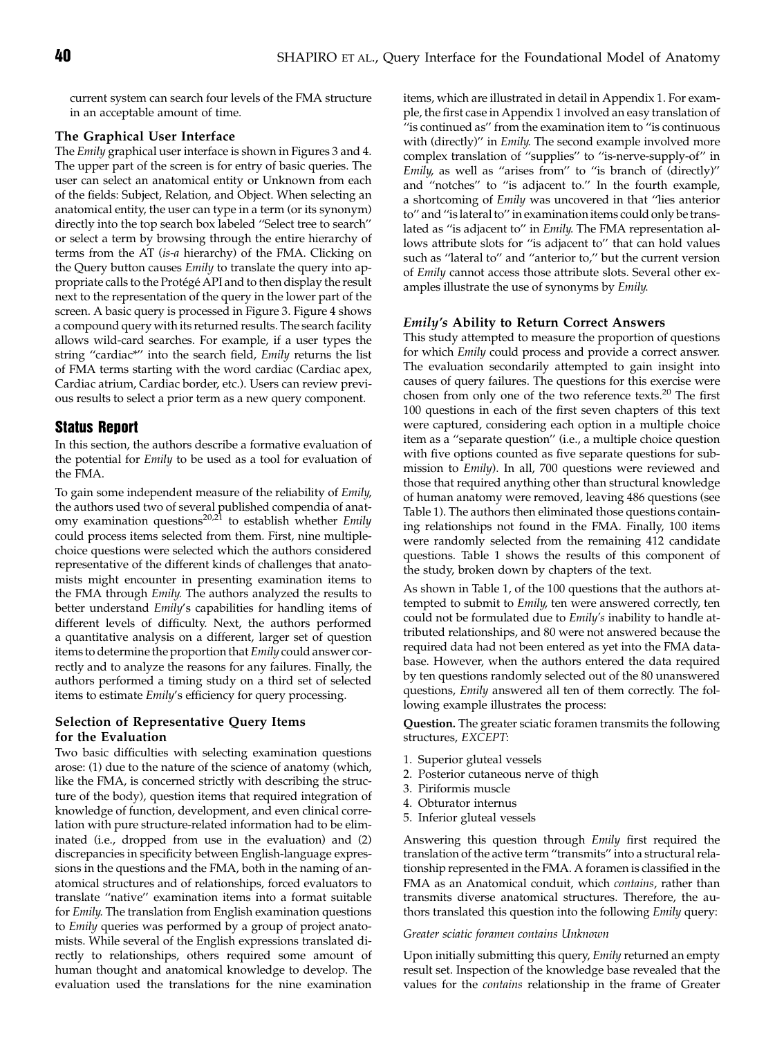current system can search four levels of the FMA structure in an acceptable amount of time.

### The Graphical User Interface

The *Emily* graphical user interface is shown in Figures 3 and 4. The upper part of the screen is for entry of basic queries. The user can select an anatomical entity or Unknown from each of the fields: Subject, Relation, and Object. When selecting an anatomical entity, the user can type in a term (or its synonym) directly into the top search box labeled "Select tree to search" or select a term by browsing through the entire hierarchy of terms from the AT (*is-a* hierarchy) of the FMA. Clicking on the Query button causes *Emily* to translate the query into appropriate calls to the Protégé API and to then display the result next to the representation of the query in the lower part of the screen. A basic query is processed in Figure 3. Figure 4 shows a compound query with its returned results. The search facility allows wild-card searches. For example, if a user types the string "cardiac*" into the search field, *Emily* returns the list of FMA terms starting with the word cardiac (Cardiac apex, Cardiac atrium, Cardiac border, etc.). Users can review previous results to select a prior term as a new query component.

## Status Report

In this section, the authors describe a formative evaluation of the potential for *Emily* to be used as a tool for evaluation of the FMA.

To gain some independent measure of the reliability of *Emily*, the authors used two of several published compendia of anatomy examination questions[20,21] to establish whether *Emily* could process items selected from them. First, nine multiple-choice questions were selected which the authors considered representative of the different kinds of challenges that anatomists might encounter in presenting examination items to the FMA through *Emily*. The authors analyzed the results to better understand *Emily*'s capabilities for handling items of different levels of difficulty. Next, the authors performed a quantitative analysis on a different, larger set of question items to determine the proportion that *Emily* could answer correctly and to analyze the reasons for any failures. Finally, the authors performed a timing study on a third set of selected items to estimate *Emily*'s efficiency for query processing.

### Selection of Representative Query Items for the Evaluation

Two basic difficulties with selecting examination questions arose: (1) due to the nature of the science of anatomy (which, like the FMA, is concerned strictly with describing the structure of the body), question items that required integration of knowledge of function, development, and even clinical correlation with pure structure-related information had to be eliminated (i.e., dropped from use in the evaluation) and (2) discrepancies in specificity between English-language expressions in the questions and the FMA, both in the naming of anatomical structures and of relationships, forced evaluators to translate "native" examination items into a format suitable for *Emily*. The translation from English examination questions to *Emily* queries was performed by a group of project anatomists. While several of the English expressions translated directly to relationships, others required some amount of human thought and anatomical knowledge to develop. The evaluation used the translations for the nine examination items, which are illustrated in detail in Appendix 1. For example, the first case in Appendix 1 involved an easy translation of "is continued as" from the examination item to "is continuous with (directly)" in *Emily*. The second example involved more complex translation of "supplies" to "is-nerve-supply-of" in *Emily*, as well as "arises from" to "is branch of (directly)" and "notches" to "is adjacent to." In the fourth example, a shortcoming of *Emily* was uncovered in that "lies anterior to" and "is lateral to" in examination items could only be translated as "is adjacent to" in *Emily*. The FMA representation allows attribute slots for "is adjacent to" that can hold values such as "lateral to" and "anterior to," but the current version of *Emily* cannot access those attribute slots. Several other examples illustrate the use of synonyms by *Emily*.

### *Emily's* Ability to Return Correct Answers

This study attempted to measure the proportion of questions for which *Emily* could process and provide a correct answer. The evaluation secondarily attempted to gain insight into causes of query failures. The questions for this exercise were chosen from only one of the two reference texts.[20] The first 100 questions in each of the first seven chapters of this text were captured, considering each option in a multiple choice item as a "separate question" (i.e., a multiple choice question with five options counted as five separate questions for submission to *Emily*). In all, 700 questions were reviewed and those that required anything other than structural knowledge of human anatomy were removed, leaving 486 questions (see Table 1). The authors then eliminated those questions containing relationships not found in the FMA. Finally, 100 items were randomly selected from the remaining 412 candidate questions. Table 1 shows the results of this component of the study, broken down by chapters of the text.

As shown in Table 1, of the 100 questions that the authors attempted to submit to *Emily*, ten were answered correctly, ten could not be formulated due to *Emily's* inability to handle attributed relationships, and 80 were not answered because the required data had not been entered as yet into the FMA database. However, when the authors entered the data required by ten questions randomly selected out of the 80 unanswered questions, *Emily* answered all ten of them correctly. The following example illustrates the process:

**Question.** The greater sciatic foramen transmits the following structures, *EXCEPT*:

1. Superior gluteal vessels
2. Posterior cutaneous nerve of thigh
3. Piriformis muscle
4. Obturator internus
5. Inferior gluteal vessels

Answering this question through *Emily* first required the translation of the active term "transmits" into a structural relationship represented in the FMA. A foramen is classified in the FMA as an Anatomical conduit, which *contains*, rather than transmits diverse anatomical structures. Therefore, the authors translated this question into the following *Emily* query:

*Greater sciatic foramen contains Unknown*

Upon initially submitting this query, *Emily* returned an empty result set. Inspection of the knowledge base revealed that the values for the *contains* relationship in the frame of Greater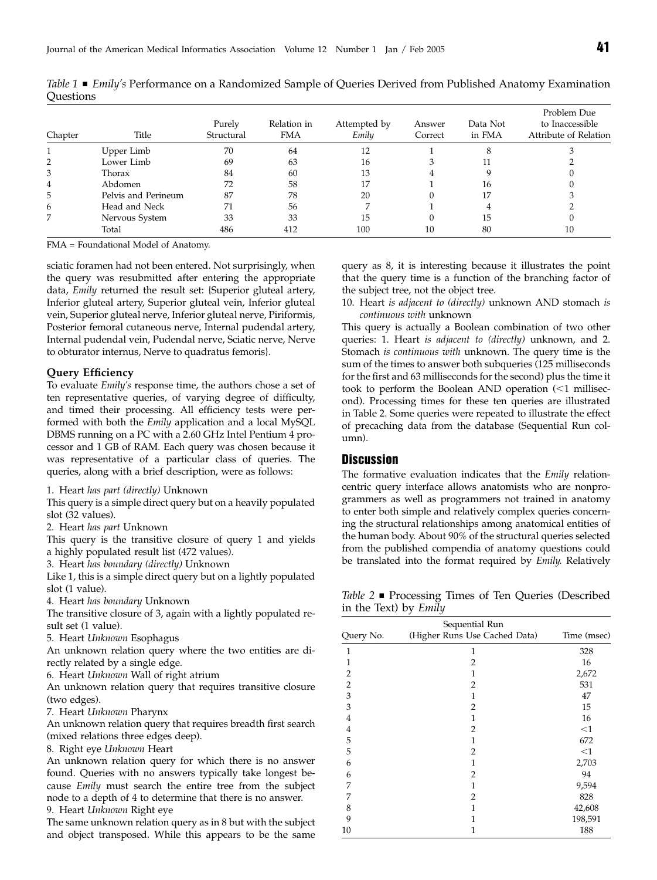*Table 1* ■ *Emily's* Performance on a Randomized Sample of Queries Derived from Published Anatomy Examination Questions

| Chapter | Title | Purely Structural | Relation in FMA | Attempted by *Emily* | Answer Correct | Data Not in FMA | Problem Due to Inaccessible Attribute of Relation |
|---|---|---|---|---|---|---|---|
| 1 | Upper Limb | 70 | 64 | 12 | 1 | 8 | 3 |
| 2 | Lower Limb | 69 | 63 | 16 | 3 | 11 | 2 |
| 3 | Thorax | 84 | 60 | 13 | 4 | 9 | 0 |
| 4 | Abdomen | 72 | 58 | 17 | 1 | 16 | 0 |
| 5 | Pelvis and Perineum | 87 | 78 | 20 | 0 | 17 | 3 |
| 6 | Head and Neck | 71 | 56 | 7 | 1 | 4 | 2 |
| 7 | Nervous System | 33 | 33 | 15 | 0 | 15 | 0 |
| | Total | 486 | 412 | 100 | 10 | 80 | 10 |

FMA = Foundational Model of Anatomy.

sciatic foramen had not been entered. Not surprisingly, when the query was resubmitted after entering the appropriate data, *Emily* returned the result set: {Superior gluteal artery, Inferior gluteal artery, Superior gluteal vein, Inferior gluteal vein, Superior gluteal nerve, Inferior gluteal nerve, Piriformis, Posterior femoral cutaneous nerve, Internal pudendal artery, Internal pudendal vein, Pudendal nerve, Sciatic nerve, Nerve to obturator internus, Nerve to quadratus femoris}.

### Query Efficiency

To evaluate *Emily's* response time, the authors chose a set of ten representative queries, of varying degree of difficulty, and timed their processing. All efficiency tests were performed with both the *Emily* application and a local MySQL DBMS running on a PC with a 2.60 GHz Intel Pentium 4 processor and 1 GB of RAM. Each query was chosen because it was representative of a particular class of queries. The queries, along with a brief description, were as follows:

1. Heart *has part (directly)* Unknown

This query is a simple direct query but on a heavily populated slot (32 values).

2. Heart *has part* Unknown

This query is the transitive closure of query 1 and yields a highly populated result list (472 values).

3. Heart *has boundary (directly)* Unknown

Like 1, this is a simple direct query but on a lightly populated slot (1 value).

4. Heart *has boundary* Unknown

The transitive closure of 3, again with a lightly populated result set (1 value).

5. Heart *Unknown* Esophagus

An unknown relation query where the two entities are directly related by a single edge.

6. Heart *Unknown* Wall of right atrium

An unknown relation query that requires transitive closure (two edges).

7. Heart *Unknown* Pharynx

An unknown relation query that requires breadth first search (mixed relations three edges deep).

8. Right eye *Unknown* Heart

An unknown relation query for which there is no answer found. Queries with no answers typically take longest because *Emily* must search the entire tree from the subject node to a depth of 4 to determine that there is no answer.

9. Heart *Unknown* Right eye

The same unknown relation query as in 8 but with the subject and object transposed. While this appears to be the same query as 8, it is interesting because it illustrates the point that the query time is a function of the branching factor of the subject tree, not the object tree.

10. Heart *is adjacent to (directly)* unknown AND stomach *is continuous with* unknown

This query is actually a Boolean combination of two other queries: 1. Heart *is adjacent to (directly)* unknown, and 2. Stomach *is continuous with* unknown. The query time is the sum of the times to answer both subqueries (125 milliseconds for the first and 63 milliseconds for the second) plus the time it took to perform the Boolean AND operation (<1 millisecond). Processing times for these ten queries are illustrated in Table 2. Some queries were repeated to illustrate the effect of precaching data from the database (Sequential Run column).

## Discussion

The formative evaluation indicates that the *Emily* relation-centric query interface allows anatomists who are nonprogrammers as well as programmers not trained in anatomy to enter both simple and relatively complex queries concerning the structural relationships among anatomical entities of the human body. About 90% of the structural queries selected from the published compendia of anatomy questions could be translated into the format required by *Emily*. Relatively

*Table 2* ■ Processing Times of Ten Queries (Described in the Text) by *Emily*

| Query No. | Sequential Run (Higher Runs Use Cached Data) | Time (msec) |
|---|---|---|
| 1 | 1 | 328 |
| 1 | 2 | 16 |
| 2 | 1 | 2,672 |
| 2 | 2 | 531 |
| 3 | 1 | 47 |
| 3 | 2 | 15 |
| 4 | 1 | 16 |
| 4 | 2 | <1 |
| 5 | 1 | 672 |
| 5 | 2 | <1 |
| 6 | 1 | 2,703 |
| 6 | 2 | 94 |
| 7 | 1 | 9,594 |
| 7 | 2 | 828 |
| 8 | 1 | 42,608 |
| 9 | 1 | 198,591 |
| 10 | 1 | 188 |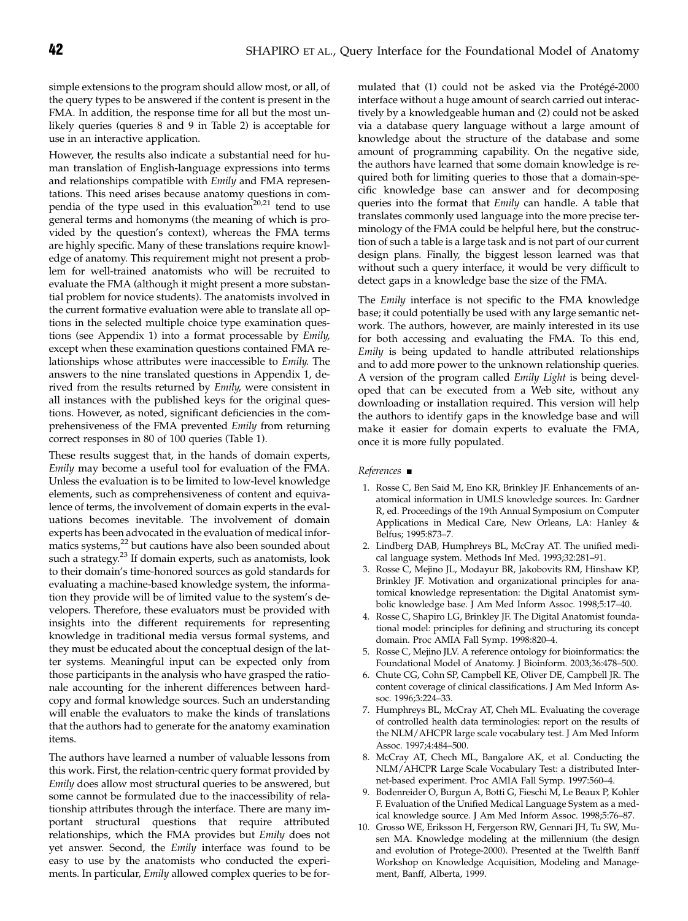simple extensions to the program should allow most, or all, of the query types to be answered if the content is present in the FMA. In addition, the response time for all but the most unlikely queries (queries 8 and 9 in Table 2) is acceptable for use in an interactive application.

However, the results also indicate a substantial need for human translation of English-language expressions into terms and relationships compatible with *Emily* and FMA representations. This need arises because anatomy questions in compendia of the type used in this evaluation[20,21] tend to use general terms and homonyms (the meaning of which is provided by the question's context), whereas the FMA terms are highly specific. Many of these translations require knowledge of anatomy. This requirement might not present a problem for well-trained anatomists who will be recruited to evaluate the FMA (although it might present a more substantial problem for novice students). The anatomists involved in the current formative evaluation were able to translate all options in the selected multiple choice type examination questions (see Appendix 1) into a format processable by *Emily*, except when these examination questions contained FMA relationships whose attributes were inaccessible to *Emily*. The answers to the nine translated questions in Appendix 1, derived from the results returned by *Emily*, were consistent in all instances with the published keys for the original questions. However, as noted, significant deficiencies in the comprehensiveness of the FMA prevented *Emily* from returning correct responses in 80 of 100 queries (Table 1).

These results suggest that, in the hands of domain experts, *Emily* may become a useful tool for evaluation of the FMA. Unless the evaluation is to be limited to low-level knowledge elements, such as comprehensiveness of content and equivalence of terms, the involvement of domain experts in the evaluations becomes inevitable. The involvement of domain experts has been advocated in the evaluation of medical informatics systems,[22] but cautions have also been sounded about such a strategy.[23] If domain experts, such as anatomists, look to their domain's time-honored sources as gold standards for evaluating a machine-based knowledge system, the information they provide will be of limited value to the system's developers. Therefore, these evaluators must be provided with insights into the different requirements for representing knowledge in traditional media versus formal systems, and they must be educated about the conceptual design of the latter systems. Meaningful input can be expected only from those participants in the analysis who have grasped the rationale accounting for the inherent differences between hardcopy and formal knowledge sources. Such an understanding will enable the evaluators to make the kinds of translations that the authors had to generate for the anatomy examination items.

The authors have learned a number of valuable lessons from this work. First, the relation-centric query format provided by *Emily* does allow most structural queries to be answered, but some cannot be formulated due to the inaccessibility of relationship attributes through the interface. There are many important structural questions that require attributed relationships, which the FMA provides but *Emily* does not yet answer. Second, the *Emily* interface was found to be easy to use by the anatomists who conducted the experiments. In particular, *Emily* allowed complex queries to be formulated that (1) could not be asked via the Protégé-2000 interface without a huge amount of search carried out interactively by a knowledgeable human and (2) could not be asked via a database query language without a large amount of knowledge about the structure of the database and some amount of programming capability. On the negative side, the authors have learned that some domain knowledge is required both for limiting queries to those that a domain-specific knowledge base can answer and for decomposing queries into the format that *Emily* can handle. A table that translates commonly used language into the more precise terminology of the FMA could be helpful here, but the construction of such a table is a large task and is not part of our current design plans. Finally, the biggest lesson learned was that without such a query interface, it would be very difficult to detect gaps in a knowledge base the size of the FMA.

The *Emily* interface is not specific to the FMA knowledge base; it could potentially be used with any large semantic network. The authors, however, are mainly interested in its use for both accessing and evaluating the FMA. To this end, *Emily* is being updated to handle attributed relationships and to add more power to the unknown relationship queries. A version of the program called *Emily Light* is being developed that can be executed from a Web site, without any downloading or installation required. This version will help the authors to identify gaps in the knowledge base and will make it easier for domain experts to evaluate the FMA, once it is more fully populated.

## References ■

1. Rosse C, Ben Said M, Eno KR, Brinkley JF. Enhancements of anatomical information in UMLS knowledge sources. In: Gardner R, ed. Proceedings of the 19th Annual Symposium on Computer Applications in Medical Care, New Orleans, LA: Hanley & Belfus; 1995:873–7.
2. Lindberg DAB, Humphreys BL, McCray AT. The unified medical language system. Methods Inf Med. 1993;32:281–91.
3. Rosse C, Mejino JL, Modayur BR, Jakobovits RM, Hinshaw KP, Brinkley JF. Motivation and organizational principles for anatomical knowledge representation: the Digital Anatomist symbolic knowledge base. J Am Med Inform Assoc. 1998;5:17–40.
4. Rosse C, Shapiro LG, Brinkley JF. The Digital Anatomist foundational model: principles for defining and structuring its concept domain. Proc AMIA Fall Symp. 1998:820–4.
5. Rosse C, Mejino JLV. A reference ontology for bioinformatics: the Foundational Model of Anatomy. J Bioinform. 2003;36:478–500.
6. Chute CG, Cohn SP, Campbell KE, Oliver DE, Campbell JR. The content coverage of clinical classifications. J Am Med Inform Assoc. 1996;3:224–33.
7. Humphreys BL, McCray AT, Cheh ML. Evaluating the coverage of controlled health data terminologies: report on the results of the NLM/AHCPR large scale vocabulary test. J Am Med Inform Assoc. 1997;4:484–500.
8. McCray AT, Chech ML, Bangalore AK, et al. Conducting the NLM/AHCPR Large Scale Vocabulary Test: a distributed Internet-based experiment. Proc AMIA Fall Symp. 1997:560–4.
9. Bodenreider O, Burgun A, Botti G, Fieschi M, Le Beaux P, Kohler F. Evaluation of the Unified Medical Language System as a medical knowledge source. J Am Med Inform Assoc. 1998;5:76–87.
10. Grosso WE, Eriksson H, Fergerson RW, Gennari JH, Tu SW, Musen MA. Knowledge modeling at the millennium (the design and evolution of Protege-2000). Presented at the Twelfth Banff Workshop on Knowledge Acquisition, Modeling and Management, Banff, Alberta, 1999.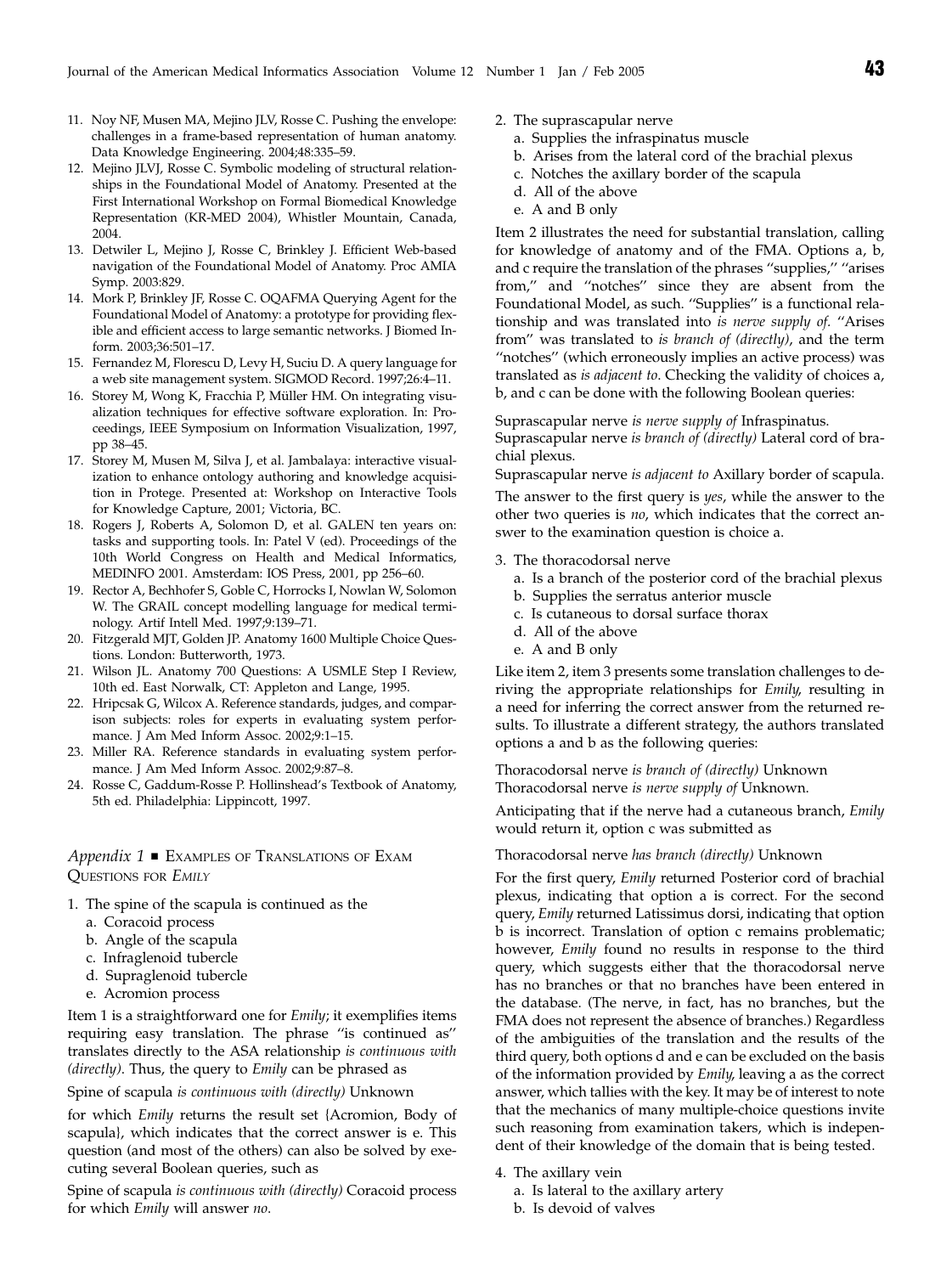11. Noy NF, Musen MA, Mejino JLV, Rosse C. Pushing the envelope: challenges in a frame-based representation of human anatomy. Data Knowledge Engineering. 2004;48:335–59.
12. Mejino JLVJ, Rosse C. Symbolic modeling of structural relationships in the Foundational Model of Anatomy. Presented at the First International Workshop on Formal Biomedical Knowledge Representation (KR-MED 2004), Whistler Mountain, Canada, 2004.
13. Detwiler L, Mejino J, Rosse C, Brinkley J. Efficient Web-based navigation of the Foundational Model of Anatomy. Proc AMIA Symp. 2003:829.
14. Mork P, Brinkley JF, Rosse C. OQAFMA Querying Agent for the Foundational Model of Anatomy: a prototype for providing flexible and efficient access to large semantic networks. J Biomed Inform. 2003;36:501–17.
15. Fernandez M, Florescu D, Levy H, Suciu D. A query language for a web site management system. SIGMOD Record. 1997;26:4–11.
16. Storey M, Wong K, Fracchia P, Müller HM. On integrating visualization techniques for effective software exploration. In: Proceedings, IEEE Symposium on Information Visualization, 1997, pp 38–45.
17. Storey M, Musen M, Silva J, et al. Jambalaya: interactive visualization to enhance ontology authoring and knowledge acquisition in Protege. Presented at: Workshop on Interactive Tools for Knowledge Capture, 2001; Victoria, BC.
18. Rogers J, Roberts A, Solomon D, et al. GALEN ten years on: tasks and supporting tools. In: Patel V (ed). Proceedings of the 10th World Congress on Health and Medical Informatics, MEDINFO 2001. Amsterdam: IOS Press, 2001, pp 256–60.
19. Rector A, Bechhofer S, Goble C, Horrocks I, Nowlan W, Solomon W. The GRAIL concept modelling language for medical terminology. Artif Intell Med. 1997;9:139–71.
20. Fitzgerald MJT, Golden JP. Anatomy 1600 Multiple Choice Questions. London: Butterworth, 1973.
21. Wilson JL. Anatomy 700 Questions: A USMLE Step I Review, 10th ed. East Norwalk, CT: Appleton and Lange, 1995.
22. Hripcsak G, Wilcox A. Reference standards, judges, and comparison subjects: roles for experts in evaluating system performance. J Am Med Inform Assoc. 2002;9:1–15.
23. Miller RA. Reference standards in evaluating system performance. J Am Med Inform Assoc. 2002;9:87–8.
24. Rosse C, Gaddum-Rosse P. Hollinshead's Textbook of Anatomy, 5th ed. Philadelphia: Lippincott, 1997.

## *Appendix 1* ■ Examples of Translations of Exam Questions for *Emily*

1. The spine of the scapula is continued as the
   a. Coracoid process
   b. Angle of the scapula
   c. Infraglenoid tubercle
   d. Supraglenoid tubercle
   e. Acromion process

Item 1 is a straightforward one for *Emily*; it exemplifies items requiring easy translation. The phrase "is continued as" translates directly to the ASA relationship *is continuous with (directly)*. Thus, the query to *Emily* can be phrased as

Spine of scapula *is continuous with (directly)* Unknown

for which *Emily* returns the result set {Acromion, Body of scapula}, which indicates that the correct answer is e. This question (and most of the others) can also be solved by executing several Boolean queries, such as

Spine of scapula *is continuous with (directly)* Coracoid process for which *Emily* will answer *no*.

2. The suprascapular nerve
   a. Supplies the infraspinatus muscle
   b. Arises from the lateral cord of the brachial plexus
   c. Notches the axillary border of the scapula
   d. All of the above
   e. A and B only

Item 2 illustrates the need for substantial translation, calling for knowledge of anatomy and of the FMA. Options a, b, and c require the translation of the phrases "supplies," "arises from," and "notches" since they are absent from the Foundational Model, as such. "Supplies" is a functional relationship and was translated into *is nerve supply of.* "Arises from" was translated to *is branch of (directly)*, and the term "notches" (which erroneously implies an active process) was translated as *is adjacent to*. Checking the validity of choices a, b, and c can be done with the following Boolean queries:

Suprascapular nerve *is nerve supply of* Infraspinatus.
Suprascapular nerve *is branch of (directly)* Lateral cord of brachial plexus.
Suprascapular nerve *is adjacent to* Axillary border of scapula.

The answer to the first query is *yes*, while the answer to the other two queries is *no*, which indicates that the correct answer to the examination question is choice a.

3. The thoracodorsal nerve
   a. Is a branch of the posterior cord of the brachial plexus
   b. Supplies the serratus anterior muscle
   c. Is cutaneous to dorsal surface thorax
   d. All of the above
   e. A and B only

Like item 2, item 3 presents some translation challenges to deriving the appropriate relationships for *Emily*, resulting in a need for inferring the correct answer from the returned results. To illustrate a different strategy, the authors translated options a and b as the following queries:

Thoracodorsal nerve *is branch of (directly)* Unknown
Thoracodorsal nerve *is nerve supply of* Unknown.

Anticipating that if the nerve had a cutaneous branch, *Emily* would return it, option c was submitted as

Thoracodorsal nerve *has branch (directly)* Unknown

For the first query, *Emily* returned Posterior cord of brachial plexus, indicating that option a is correct. For the second query, *Emily* returned Latissimus dorsi, indicating that option b is incorrect. Translation of option c remains problematic; however, *Emily* found no results in response to the third query, which suggests either that the thoracodorsal nerve has no branches or that no branches have been entered in the database. (The nerve, in fact, has no branches, but the FMA does not represent the absence of branches.) Regardless of the ambiguities of the translation and the results of the third query, both options d and e can be excluded on the basis of the information provided by *Emily*, leaving a as the correct answer, which tallies with the key. It may be of interest to note that the mechanics of many multiple-choice questions invite such reasoning from examination takers, which is independent of their knowledge of the domain that is being tested.

4. The axillary vein
   a. Is lateral to the axillary artery
   b. Is devoid of valves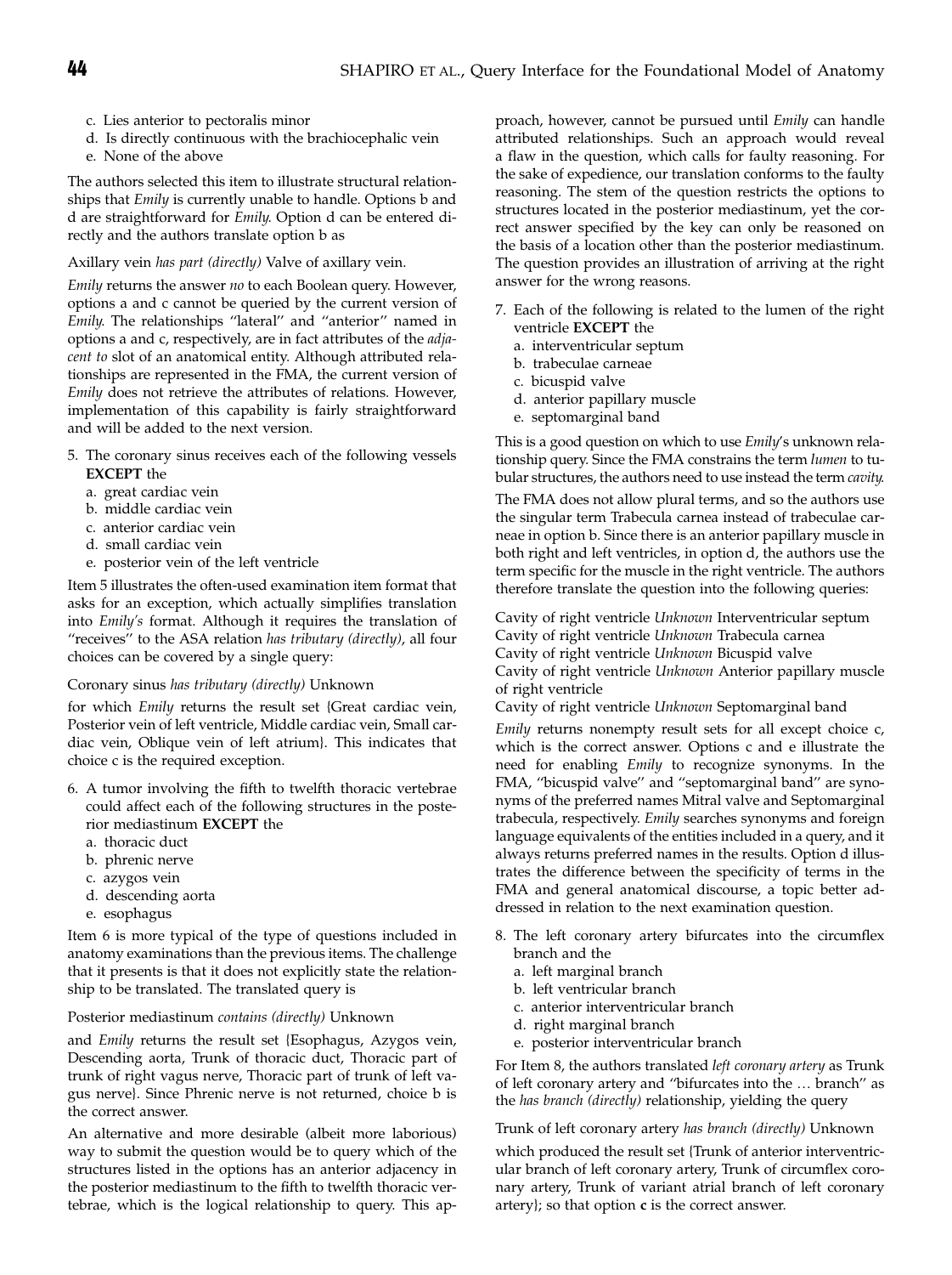c. Lies anterior to pectoralis minor
d. Is directly continuous with the brachiocephalic vein
e. None of the above

The authors selected this item to illustrate structural relationships that *Emily* is currently unable to handle. Options b and d are straightforward for *Emily*. Option d can be entered directly and the authors translate option b as

Axillary vein *has part (directly)* Valve of axillary vein.

*Emily* returns the answer *no* to each Boolean query. However, options a and c cannot be queried by the current version of *Emily*. The relationships "lateral" and "anterior" named in options a and c, respectively, are in fact attributes of the *adjacent to* slot of an anatomical entity. Although attributed relationships are represented in the FMA, the current version of *Emily* does not retrieve the attributes of relations. However, implementation of this capability is fairly straightforward and will be added to the next version.

5. The coronary sinus receives each of the following vessels **EXCEPT** the
   a. great cardiac vein
   b. middle cardiac vein
   c. anterior cardiac vein
   d. small cardiac vein
   e. posterior vein of the left ventricle

Item 5 illustrates the often-used examination item format that asks for an exception, which actually simplifies translation into *Emily's* format. Although it requires the translation of "receives" to the ASA relation *has tributary (directly)*, all four choices can be covered by a single query:

Coronary sinus *has tributary (directly)* Unknown

for which *Emily* returns the result set {Great cardiac vein, Posterior vein of left ventricle, Middle cardiac vein, Small cardiac vein, Oblique vein of left atrium}. This indicates that choice c is the required exception.

6. A tumor involving the fifth to twelfth thoracic vertebrae could affect each of the following structures in the posterior mediastinum **EXCEPT** the
   a. thoracic duct
   b. phrenic nerve
   c. azygos vein
   d. descending aorta
   e. esophagus

Item 6 is more typical of the type of questions included in anatomy examinations than the previous items. The challenge that it presents is that it does not explicitly state the relationship to be translated. The translated query is

Posterior mediastinum *contains (directly)* Unknown

and *Emily* returns the result set {Esophagus, Azygos vein, Descending aorta, Trunk of thoracic duct, Thoracic part of trunk of right vagus nerve, Thoracic part of trunk of left vagus nerve}. Since Phrenic nerve is not returned, choice b is the correct answer.

An alternative and more desirable (albeit more laborious) way to submit the question would be to query which of the structures listed in the options has an anterior adjacency in the posterior mediastinum to the fifth to twelfth thoracic vertebrae, which is the logical relationship to query. This approach, however, cannot be pursued until *Emily* can handle attributed relationships. Such an approach would reveal a flaw in the question, which calls for faulty reasoning. For the sake of expedience, our translation conforms to the faulty reasoning. The stem of the question restricts the options to structures located in the posterior mediastinum, yet the correct answer specified by the key can only be reasoned on the basis of a location other than the posterior mediastinum. The question provides an illustration of arriving at the right answer for the wrong reasons.

7. Each of the following is related to the lumen of the right ventricle **EXCEPT** the
   a. interventricular septum
   b. trabeculae carneae
   c. bicuspid valve
   d. anterior papillary muscle
   e. septomarginal band

This is a good question on which to use *Emily*'s unknown relationship query. Since the FMA constrains the term *lumen* to tubular structures, the authors need to use instead the term *cavity*.

The FMA does not allow plural terms, and so the authors use the singular term Trabecula carnea instead of trabeculae carneae in option b. Since there is an anterior papillary muscle in both right and left ventricles, in option d, the authors use the term specific for the muscle in the right ventricle. The authors therefore translate the question into the following queries:

Cavity of right ventricle *Unknown* Interventricular septum
Cavity of right ventricle *Unknown* Trabecula carnea
Cavity of right ventricle *Unknown* Bicuspid valve
Cavity of right ventricle *Unknown* Anterior papillary muscle of right ventricle
Cavity of right ventricle *Unknown* Septomarginal band

*Emily* returns nonempty result sets for all except choice c, which is the correct answer. Options c and e illustrate the need for enabling *Emily* to recognize synonyms. In the FMA, "bicuspid valve" and "septomarginal band" are synonyms of the preferred names Mitral valve and Septomarginal trabecula, respectively. *Emily* searches synonyms and foreign language equivalents of the entities included in a query, and it always returns preferred names in the results. Option d illustrates the difference between the specificity of terms in the FMA and general anatomical discourse, a topic better addressed in relation to the next examination question.

8. The left coronary artery bifurcates into the circumflex branch and the
   a. left marginal branch
   b. left ventricular branch
   c. anterior interventricular branch
   d. right marginal branch
   e. posterior interventricular branch

For Item 8, the authors translated *left coronary artery* as Trunk of left coronary artery and "bifurcates into the … branch" as the *has branch (directly)* relationship, yielding the query

Trunk of left coronary artery *has branch (directly)* Unknown

which produced the result set {Trunk of anterior interventricular branch of left coronary artery, Trunk of circumflex coronary artery, Trunk of variant atrial branch of left coronary artery}; so that option **c** is the correct answer.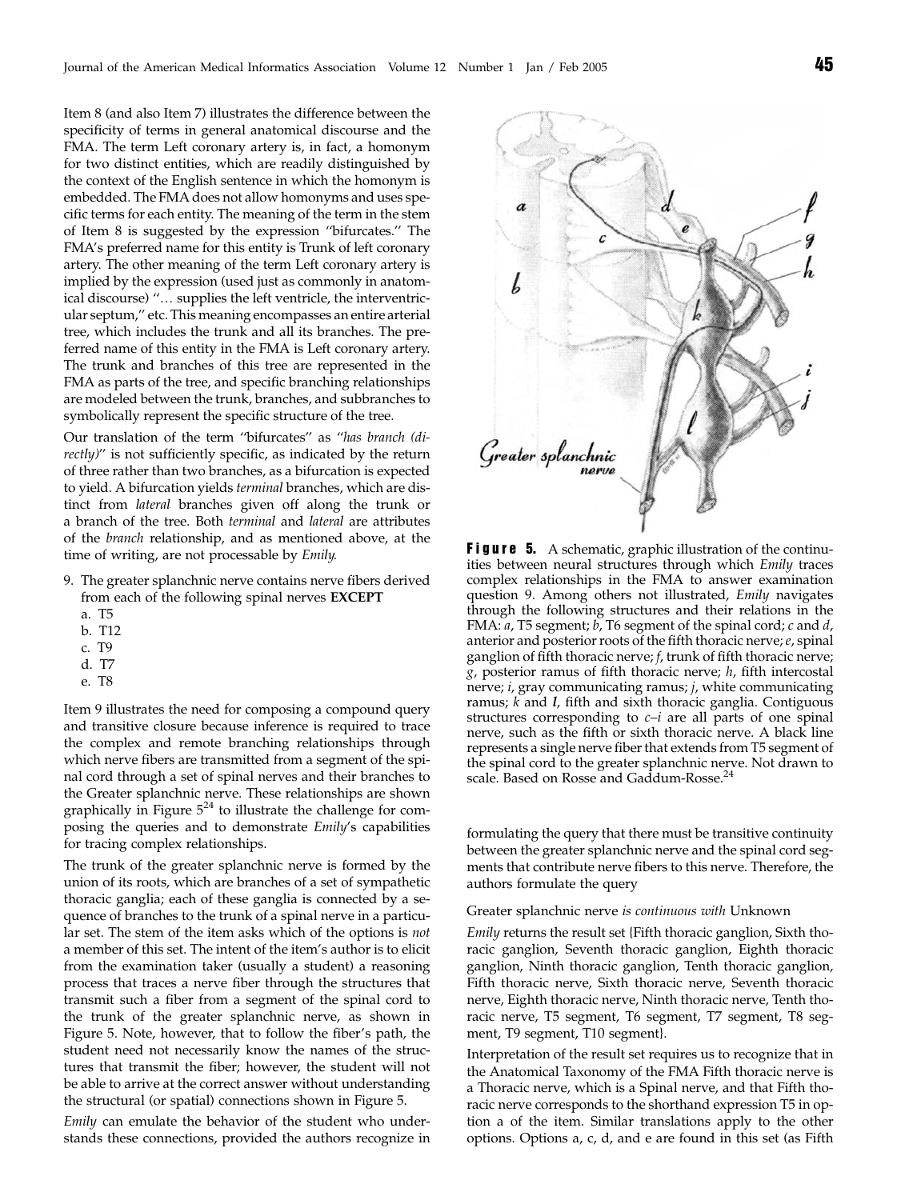Item 8 (and also Item 7) illustrates the difference between the specificity of terms in general anatomical discourse and the FMA. The term Left coronary artery is, in fact, a homonym for two distinct entities, which are readily distinguished by the context of the English sentence in which the homonym is embedded. The FMA does not allow homonyms and uses specific terms for each entity. The meaning of the term in the stem of Item 8 is suggested by the expression "bifurcates." The FMA's preferred name for this entity is Trunk of left coronary artery. The other meaning of the term Left coronary artery is implied by the expression (used just as commonly in anatomical discourse) "… supplies the left ventricle, the interventricular septum," etc. This meaning encompasses an entire arterial tree, which includes the trunk and all its branches. The preferred name of this entity in the FMA is Left coronary artery. The trunk and branches of this tree are represented in the FMA as parts of the tree, and specific branching relationships are modeled between the trunk, branches, and subbranches to symbolically represent the specific structure of the tree.

Our translation of the term "bifurcates" as "*has branch (directly)*" is not sufficiently specific, as indicated by the return of three rather than two branches, as a bifurcation is expected to yield. A bifurcation yields *terminal* branches, which are distinct from *lateral* branches given off along the trunk or a branch of the tree. Both *terminal* and *lateral* are attributes of the *branch* relationship, and as mentioned above, at the time of writing, are not processable by *Emily*.

9. The greater splanchnic nerve contains nerve fibers derived from each of the following spinal nerves **EXCEPT**
   a. T5
   b. T12
   c. T9
   d. T7
   e. T8

Item 9 illustrates the need for composing a compound query and transitive closure because inference is required to trace the complex and remote branching relationships through which nerve fibers are transmitted from a segment of the spinal cord through a set of spinal nerves and their branches to the Greater splanchnic nerve. These relationships are shown graphically in Figure 5[24] to illustrate the challenge for composing the queries and to demonstrate *Emily*'s capabilities for tracing complex relationships.

The trunk of the greater splanchnic nerve is formed by the union of its roots, which are branches of a set of sympathetic thoracic ganglia; each of these ganglia is connected by a sequence of branches to the trunk of a spinal nerve in a particular set. The stem of the item asks which of the options is *not* a member of this set. The intent of the item's author is to elicit from the examination taker (usually a student) a reasoning process that traces a nerve fiber through the structures that transmit such a fiber from a segment of the spinal cord to the trunk of the greater splanchnic nerve, as shown in Figure 5. Note, however, that to follow the fiber's path, the student need not necessarily know the names of the structures that transmit the fiber; however, the student will not be able to arrive at the correct answer without understanding the structural (or spatial) connections shown in Figure 5.

*Emily* can emulate the behavior of the student who understands these connections, provided the authors recognize in formulating the query that there must be transitive continuity between the greater splanchnic nerve and the spinal cord segments that contribute nerve fibers to this nerve. Therefore, the authors formulate the query

Greater splanchnic nerve *is continuous with* Unknown

*Emily* returns the result set {Fifth thoracic ganglion, Sixth thoracic ganglion, Seventh thoracic ganglion, Eighth thoracic ganglion, Ninth thoracic ganglion, Tenth thoracic ganglion, Fifth thoracic nerve, Sixth thoracic nerve, Seventh thoracic nerve, Eighth thoracic nerve, Ninth thoracic nerve, Tenth thoracic nerve, T5 segment, T6 segment, T7 segment, T8 segment, T9 segment, T10 segment}.

Interpretation of the result set requires us to recognize that in the Anatomical Taxonomy of the FMA Fifth thoracic nerve is a Thoracic nerve, which is a Spinal nerve, and that Fifth thoracic nerve corresponds to the shorthand expression T5 in option a of the item. Similar translations apply to the other options. Options a, c, d, and e are found in this set (as Fifth

**Figure 5.** A schematic, graphic illustration of the continuities between neural structures through which *Emily* traces complex relationships in the FMA to answer examination question 9. Among others not illustrated, *Emily* navigates through the following structures and their relations in the FMA: *a*, T5 segment; *b*, T6 segment of the spinal cord; *c* and *d*, anterior and posterior roots of the fifth thoracic nerve; *e*, spinal ganglion of fifth thoracic nerve; *f*, trunk of fifth thoracic nerve; *g*, posterior ramus of fifth thoracic nerve; *h*, fifth intercostal nerve; *i*, gray communicating ramus; *j*, white communicating ramus; *k* and *l*, fifth and sixth thoracic ganglia. Contiguous structures corresponding to *c*–*i* are all parts of one spinal nerve, such as the fifth or sixth thoracic nerve. A black line represents a single nerve fiber that extends from T5 segment of the spinal cord to the greater splanchnic nerve. Not drawn to scale. Based on Rosse and Gaddum-Rosse.[24]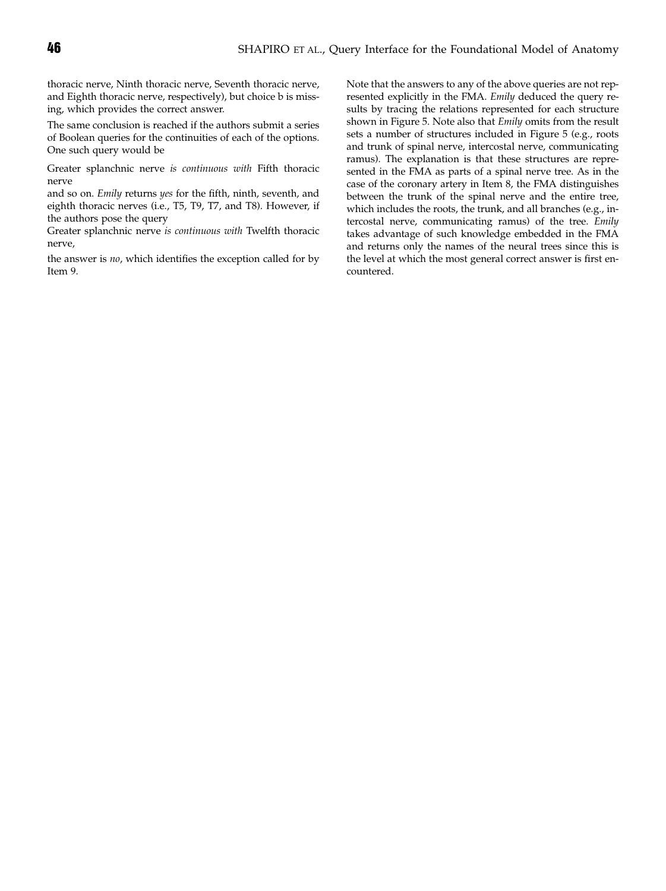thoracic nerve, Ninth thoracic nerve, Seventh thoracic nerve, and Eighth thoracic nerve, respectively), but choice b is missing, which provides the correct answer.

The same conclusion is reached if the authors submit a series of Boolean queries for the continuities of each of the options. One such query would be

Greater splanchnic nerve *is continuous with* Fifth thoracic nerve

and so on. *Emily* returns *yes* for the fifth, ninth, seventh, and eighth thoracic nerves (i.e., T5, T9, T7, and T8). However, if the authors pose the query

Greater splanchnic nerve *is continuous with* Twelfth thoracic nerve,

the answer is *no*, which identifies the exception called for by Item 9.

Note that the answers to any of the above queries are not represented explicitly in the FMA. *Emily* deduced the query results by tracing the relations represented for each structure shown in Figure 5. Note also that *Emily* omits from the result sets a number of structures included in Figure 5 (e.g., roots and trunk of spinal nerve, intercostal nerve, communicating ramus). The explanation is that these structures are represented in the FMA as parts of a spinal nerve tree. As in the case of the coronary artery in Item 8, the FMA distinguishes between the trunk of the spinal nerve and the entire tree, which includes the roots, the trunk, and all branches (e.g., intercostal nerve, communicating ramus) of the tree. *Emily* takes advantage of such knowledge embedded in the FMA and returns only the names of the neural trees since this is the level at which the most general correct answer is first encountered.